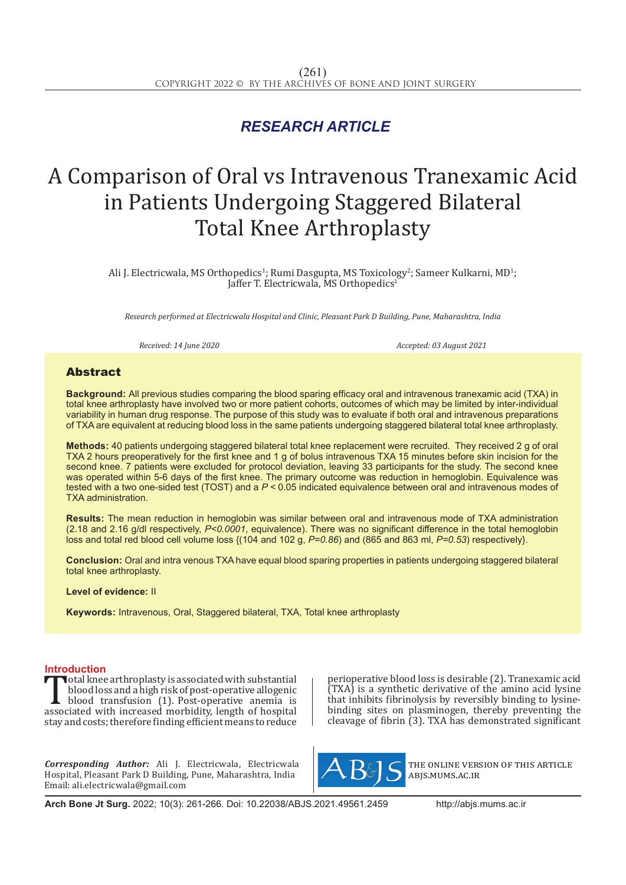*RESEARCH ARTICLE*

# A Comparison of Oral vs Intravenous Tranexamic Acid in Patients Undergoing Staggered Bilateral Total Knee Arthroplasty

Ali J. Electricwala, MS Orthopedics[1]; Rumi Dasgupta, MS Toxicology[2]; Sameer Kulkarni, MD[1]; Jaffer T. Electricwala, MS Orthopedics[1]

*Research performed at Electricwala Hospital and Clinic, Pleasant Park D Building, Pune, Maharashtra, India*

*Received: 14 June 2020* *Accepted: 03 August 2021*

## Abstract

**Background:** All previous studies comparing the blood sparing efficacy oral and intravenous tranexamic acid (TXA) in total knee arthroplasty have involved two or more patient cohorts, outcomes of which may be limited by inter-individual variability in human drug response. The purpose of this study was to evaluate if both oral and intravenous preparations of TXA are equivalent at reducing blood loss in the same patients undergoing staggered bilateral total knee arthroplasty.

**Methods:** 40 patients undergoing staggered bilateral total knee replacement were recruited. They received 2 g of oral TXA 2 hours preoperatively for the first knee and 1 g of bolus intravenous TXA 15 minutes before skin incision for the second knee. 7 patients were excluded for protocol deviation, leaving 33 participants for the study. The second knee was operated within 5-6 days of the first knee. The primary outcome was reduction in hemoglobin. Equivalence was tested with a two one-sided test (TOST) and a $P < 0.05$ indicated equivalence between oral and intravenous modes of TXA administration.

**Results:** The mean reduction in hemoglobin was similar between oral and intravenous mode of TXA administration (2.18 and 2.16 g/dl respectively, *P<0.0001*, equivalence). There was no significant difference in the total hemoglobin loss and total red blood cell volume loss {(104 and 102 g, *P=0.86*) and (865 and 863 ml, *P=0.53*) respectively}.

**Conclusion:** Oral and intra venous TXA have equal blood sparing properties in patients undergoing staggered bilateral total knee arthroplasty.

**Level of evidence:** II

**Keywords:** Intravenous, Oral, Staggered bilateral, TXA, Total knee arthroplasty

## Introduction

Total knee arthroplasty is associated with substantial blood loss and a high risk of post-operative allogenic blood transfusion (1). Post-operative anemia is associated with increased morbidity, length of hospital stay and costs; therefore finding efficient means to reduce perioperative blood loss is desirable (2). Tranexamic acid (TXA) is a synthetic derivative of the amino acid lysine that inhibits fibrinolysis by reversibly binding to lysine-binding sites on plasminogen, thereby preventing the cleavage of fibrin (3). TXA has demonstrated significant

***Corresponding Author:*** Ali J. Electricwala, Electricwala Hospital, Pleasant Park D Building, Pune, Maharashtra, India
Email: ali.electricwala@gmail.com

THE ONLINE VERSION OF THIS ARTICLE ABJS.MUMS.AC.IR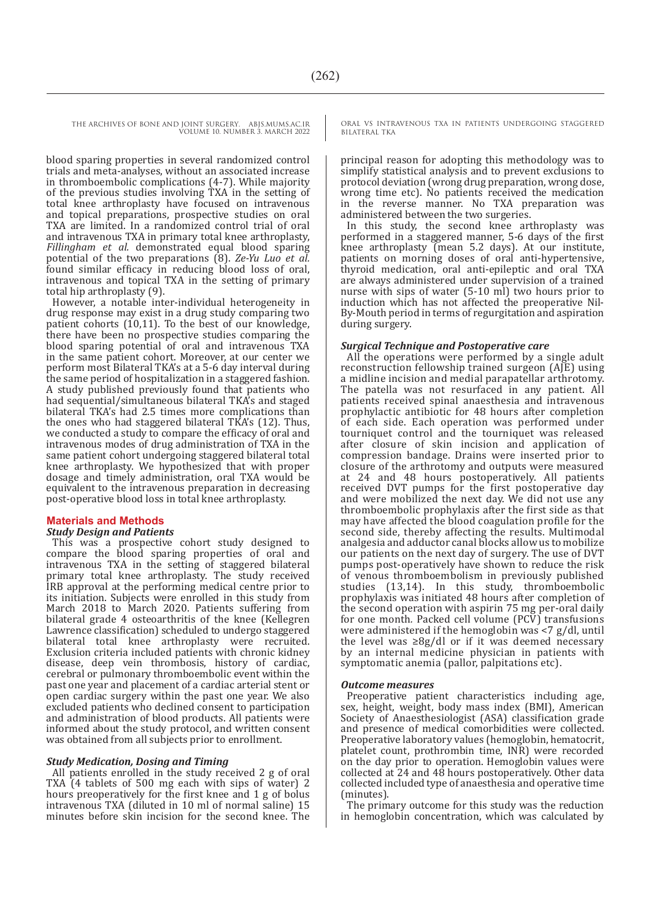blood sparing properties in several randomized control trials and meta-analyses, without an associated increase in thromboembolic complications (4-7). While majority of the previous studies involving TXA in the setting of total knee arthroplasty have focused on intravenous and topical preparations, prospective studies on oral TXA are limited. In a randomized control trial of oral and intravenous TXA in primary total knee arthroplasty, *Fillingham et al.* demonstrated equal blood sparing potential of the two preparations (8). *Ze-Yu Luo et al.* found similar efficacy in reducing blood loss of oral, intravenous and topical TXA in the setting of primary total hip arthroplasty (9).

However, a notable inter-individual heterogeneity in drug response may exist in a drug study comparing two patient cohorts (10,11). To the best of our knowledge, there have been no prospective studies comparing the blood sparing potential of oral and intravenous TXA in the same patient cohort. Moreover, at our center we perform most Bilateral TKA's at a 5-6 day interval during the same period of hospitalization in a staggered fashion. A study published previously found that patients who had sequential/simultaneous bilateral TKA's and staged bilateral TKA's had 2.5 times more complications than the ones who had staggered bilateral TKA's (12). Thus, we conducted a study to compare the efficacy of oral and intravenous modes of drug administration of TXA in the same patient cohort undergoing staggered bilateral total knee arthroplasty. We hypothesized that with proper dosage and timely administration, oral TXA would be equivalent to the intravenous preparation in decreasing post-operative blood loss in total knee arthroplasty.

## Materials and Methods

### Study Design and Patients

This was a prospective cohort study designed to compare the blood sparing properties of oral and intravenous TXA in the setting of staggered bilateral primary total knee arthroplasty. The study received IRB approval at the performing medical centre prior to its initiation. Subjects were enrolled in this study from March 2018 to March 2020. Patients suffering from bilateral grade 4 osteoarthritis of the knee (Kellegren Lawrence classification) scheduled to undergo staggered bilateral total knee arthroplasty were recruited. Exclusion criteria included patients with chronic kidney disease, deep vein thrombosis, history of cardiac, cerebral or pulmonary thromboembolic event within the past one year and placement of a cardiac arterial stent or open cardiac surgery within the past one year. We also excluded patients who declined consent to participation and administration of blood products. All patients were informed about the study protocol, and written consent was obtained from all subjects prior to enrollment.

### Study Medication, Dosing and Timing

All patients enrolled in the study received 2 g of oral TXA (4 tablets of 500 mg each with sips of water) 2 hours preoperatively for the first knee and 1 g of bolus intravenous TXA (diluted in 10 ml of normal saline) 15 minutes before skin incision for the second knee. The principal reason for adopting this methodology was to simplify statistical analysis and to prevent exclusions to protocol deviation (wrong drug preparation, wrong dose, wrong time etc). No patients received the medication in the reverse manner. No TXA preparation was administered between the two surgeries.

In this study, the second knee arthroplasty was performed in a staggered manner, 5-6 days of the first knee arthroplasty (mean 5.2 days). At our institute, patients on morning doses of oral anti-hypertensive, thyroid medication, oral anti-epileptic and oral TXA are always administered under supervision of a trained nurse with sips of water (5-10 ml) two hours prior to induction which has not affected the preoperative Nil-By-Mouth period in terms of regurgitation and aspiration during surgery.

### Surgical Technique and Postoperative care

All the operations were performed by a single adult reconstruction fellowship trained surgeon (AJE) using a midline incision and medial parapatellar arthrotomy. The patella was not resurfaced in any patient. All patients received spinal anaesthesia and intravenous prophylactic antibiotic for 48 hours after completion of each side. Each operation was performed under tourniquet control and the tourniquet was released after closure of skin incision and application of compression bandage. Drains were inserted prior to closure of the arthrotomy and outputs were measured at 24 and 48 hours postoperatively. All patients received DVT pumps for the first postoperative day and were mobilized the next day. We did not use any thromboembolic prophylaxis after the first side as that may have affected the blood coagulation profile for the second side, thereby affecting the results. Multimodal analgesia and adductor canal blocks allow us to mobilize our patients on the next day of surgery. The use of DVT pumps post-operatively have shown to reduce the risk of venous thromboembolism in previously published studies (13,14). In this study, thromboembolic prophylaxis was initiated 48 hours after completion of the second operation with aspirin 75 mg per-oral daily for one month. Packed cell volume (PCV) transfusions were administered if the hemoglobin was <7 g/dl, until the level was ≥8g/dl or if it was deemed necessary by an internal medicine physician in patients with symptomatic anemia (pallor, palpitations etc).

### Outcome measures

Preoperative patient characteristics including age, sex, height, weight, body mass index (BMI), American Society of Anaesthesiologist (ASA) classification grade and presence of medical comorbidities were collected. Preoperative laboratory values (hemoglobin, hematocrit, platelet count, prothrombin time, INR) were recorded on the day prior to operation. Hemoglobin values were collected at 24 and 48 hours postoperatively. Other data collected included type of anaesthesia and operative time (minutes).

The primary outcome for this study was the reduction in hemoglobin concentration, which was calculated by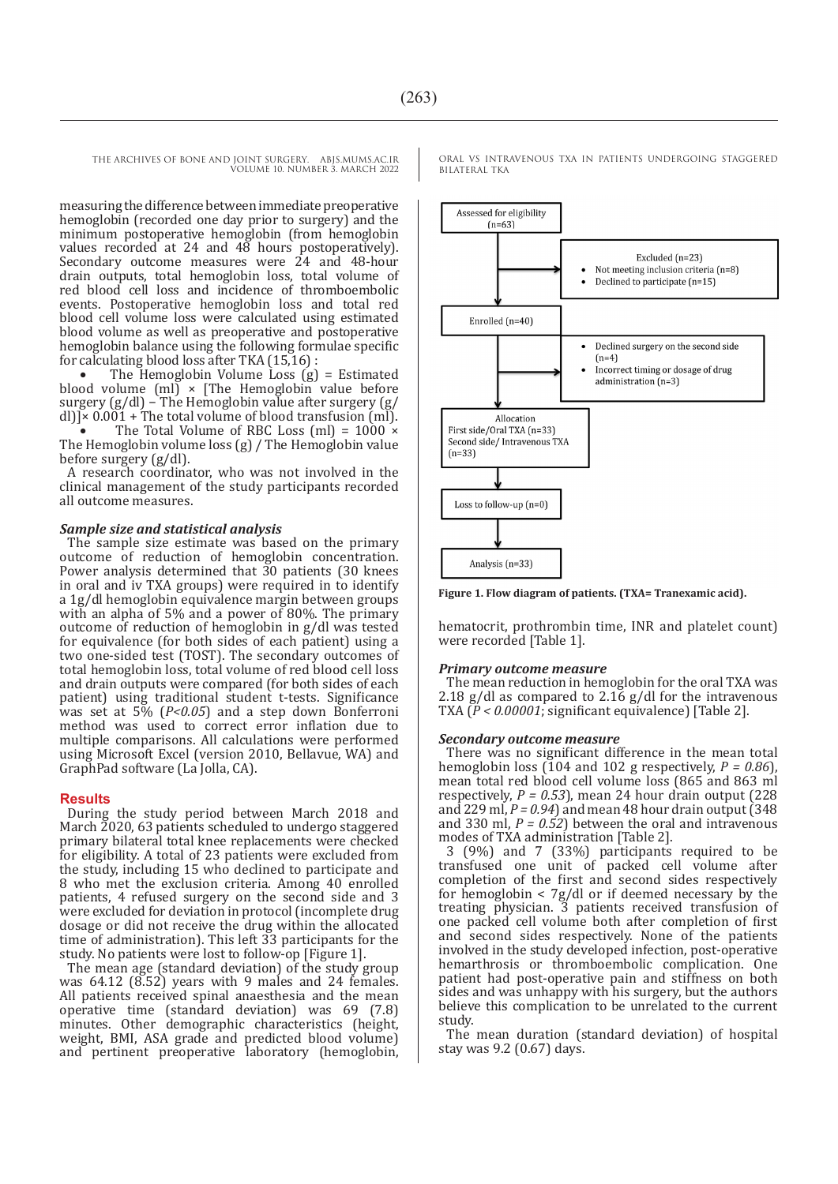measuring the difference between immediate preoperative hemoglobin (recorded one day prior to surgery) and the minimum postoperative hemoglobin (from hemoglobin values recorded at 24 and 48 hours postoperatively). Secondary outcome measures were 24 and 48-hour drain outputs, total hemoglobin loss, total volume of red blood cell loss and incidence of thromboembolic events. Postoperative hemoglobin loss and total red blood cell volume loss were calculated using estimated blood volume as well as preoperative and postoperative hemoglobin balance using the following formulae specific for calculating blood loss after TKA (15,16) :

- The Hemoglobin Volume Loss (g) = Estimated blood volume (ml) × [The Hemoglobin value before surgery (g/dl) – The Hemoglobin value after surgery (g/dl)]× 0.001 + The total volume of blood transfusion (ml).
- The Total Volume of RBC Loss (ml) = 1000 × The Hemoglobin volume loss (g) / The Hemoglobin value before surgery (g/dl).

A research coordinator, who was not involved in the clinical management of the study participants recorded all outcome measures.

### *Sample size and statistical analysis*

The sample size estimate was based on the primary outcome of reduction of hemoglobin concentration. Power analysis determined that 30 patients (30 knees in oral and iv TXA groups) were required in to identify a 1g/dl hemoglobin equivalence margin between groups with an alpha of 5% and a power of 80%. The primary outcome of reduction of hemoglobin in g/dl was tested for equivalence (for both sides of each patient) using a two one-sided test (TOST). The secondary outcomes of total hemoglobin loss, total volume of red blood cell loss and drain outputs were compared (for both sides of each patient) using traditional student t-tests. Significance was set at 5% ($P<0.05$) and a step down Bonferroni method was used to correct error inflation due to multiple comparisons. All calculations were performed using Microsoft Excel (version 2010, Bellavue, WA) and GraphPad software (La Jolla, CA).

## Results

During the study period between March 2018 and March 2020, 63 patients scheduled to undergo staggered primary bilateral total knee replacements were checked for eligibility. A total of 23 patients were excluded from the study, including 15 who declined to participate and 8 who met the exclusion criteria. Among 40 enrolled patients, 4 refused surgery on the second side and 3 were excluded for deviation in protocol (incomplete drug dosage or did not receive the drug within the allocated time of administration). This left 33 participants for the study. No patients were lost to follow-op [Figure 1].

The mean age (standard deviation) of the study group was 64.12 (8.52) years with 9 males and 24 females. All patients received spinal anaesthesia and the mean operative time (standard deviation) was 69 (7.8) minutes. Other demographic characteristics (height, weight, BMI, ASA grade and predicted blood volume) and pertinent preoperative laboratory (hemoglobin, hematocrit, prothrombin time, INR and platelet count) were recorded [Table 1].

Assessed for eligibility (n=63)
→ Excluded (n=23)
- Not meeting inclusion criteria (n=8)
- Declined to participate (n=15)

Enrolled (n=40)
→
- Declined surgery on the second side (n=4)
- Incorrect timing or dosage of drug administration (n=3)

Allocation
First side/Oral TXA (n=33)
Second side/ Intravenous TXA (n=33)

Loss to follow-up (n=0)

Analysis (n=33)

**Figure 1. Flow diagram of patients. (TXA= Tranexamic acid).**

### *Primary outcome measure*

The mean reduction in hemoglobin for the oral TXA was 2.18 g/dl as compared to 2.16 g/dl for the intravenous TXA ($P < 0.00001$; significant equivalence) [Table 2].

### *Secondary outcome measure*

There was no significant difference in the mean total hemoglobin loss (104 and 102 g respectively, $P = 0.86$), mean total red blood cell volume loss (865 and 863 ml respectively, $P = 0.53$), mean 24 hour drain output (228 and 229 ml, $P = 0.94$) and mean 48 hour drain output (348 and 330 ml, $P = 0.52$) between the oral and intravenous modes of TXA administration [Table 2].

3 (9%) and 7 (33%) participants required to be transfused one unit of packed cell volume after completion of the first and second sides respectively for hemoglobin < 7g/dl or if deemed necessary by the treating physician. 3 patients received transfusion of one packed cell volume both after completion of first and second sides respectively. None of the patients involved in the study developed infection, post-operative hemarthrosis or thromboembolic complication. One patient had post-operative pain and stiffness on both sides and was unhappy with his surgery, but the authors believe this complication to be unrelated to the current study.

The mean duration (standard deviation) of hospital stay was 9.2 (0.67) days.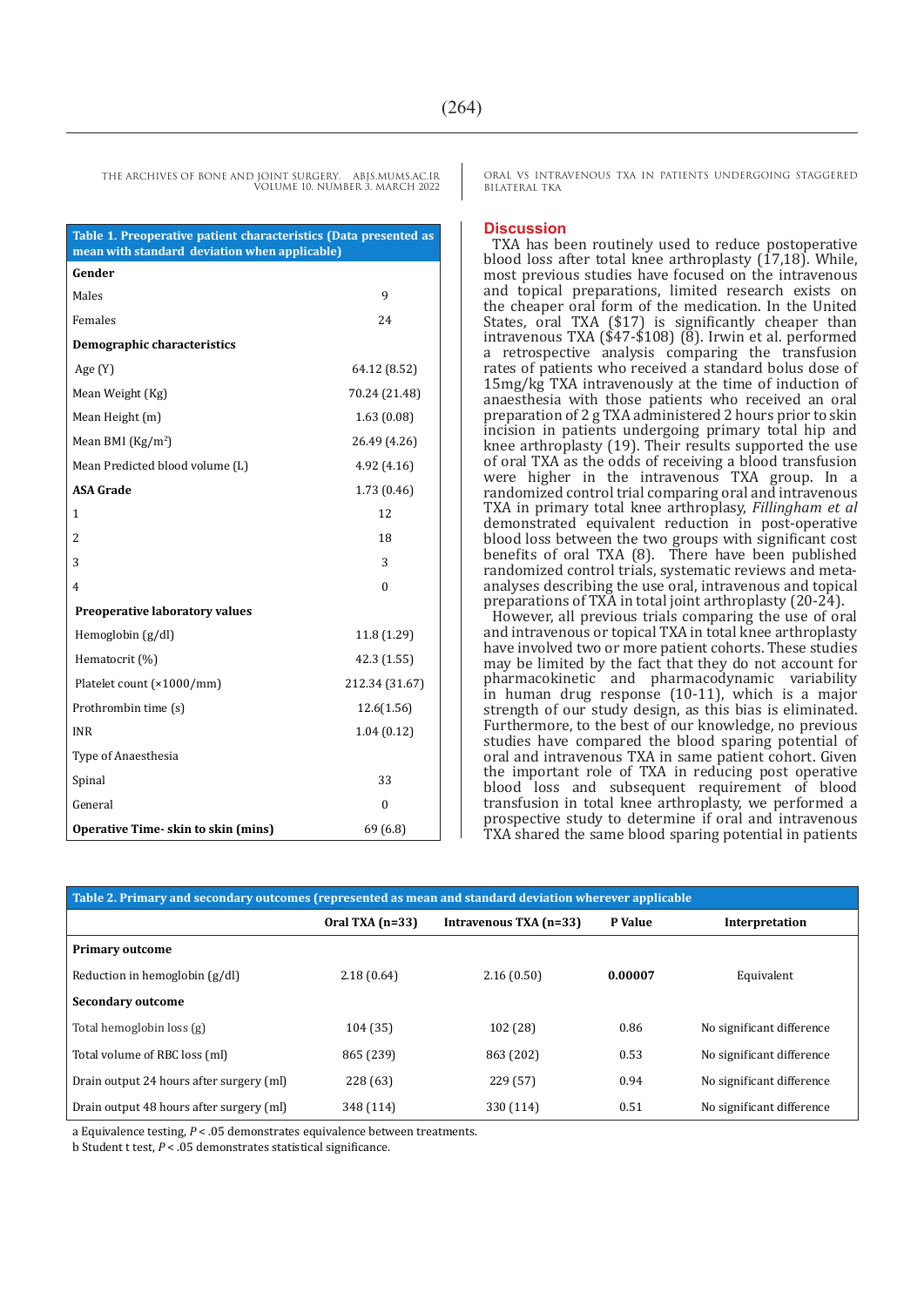| Table 1. Preoperative patient characteristics (Data presented as mean with standard deviation when applicable) | |
|---|---|
| **Gender** | |
| Males | 9 |
| Females | 24 |
| **Demographic characteristics** | |
| Age (Y) | 64.12 (8.52) |
| Mean Weight (Kg) | 70.24 (21.48) |
| Mean Height (m) | 1.63 (0.08) |
| Mean BMI (Kg/m$^2$) | 26.49 (4.26) |
| Mean Predicted blood volume (L) | 4.92 (4.16) |
| **ASA Grade** | 1.73 (0.46) |
| 1 | 12 |
| 2 | 18 |
| 3 | 3 |
| 4 | 0 |
| **Preoperative laboratory values** | |
| Hemoglobin (g/dl) | 11.8 (1.29) |
| Hematocrit (%) | 42.3 (1.55) |
| Platelet count (×1000/mm) | 212.34 (31.67) |
| Prothrombin time (s) | 12.6(1.56) |
| INR | 1.04 (0.12) |
| Type of Anaesthesia | |
| Spinal | 33 |
| General | 0 |
| **Operative Time- skin to skin (mins)** | 69 (6.8) |

## Discussion

TXA has been routinely used to reduce postoperative blood loss after total knee arthroplasty (17,18). While, most previous studies have focused on the intravenous and topical preparations, limited research exists on the cheaper oral form of the medication. In the United States, oral TXA ($17) is significantly cheaper than intravenous TXA ($47-$108) (8). Irwin et al. performed a retrospective analysis comparing the transfusion rates of patients who received a standard bolus dose of 15mg/kg TXA intravenously at the time of induction of anaesthesia with those patients who received an oral preparation of 2 g TXA administered 2 hours prior to skin incision in patients undergoing primary total hip and knee arthroplasty (19). Their results supported the use of oral TXA as the odds of receiving a blood transfusion were higher in the intravenous TXA group. In a randomized control trial comparing oral and intravenous TXA in primary total knee arthroplasy, *Fillingham et al* demonstrated equivalent reduction in post-operative blood loss between the two groups with significant cost benefits of oral TXA (8). There have been published randomized control trials, systematic reviews and meta-analyses describing the use oral, intravenous and topical preparations of TXA in total joint arthroplasty (20-24).

However, all previous trials comparing the use of oral and intravenous or topical TXA in total knee arthroplasty have involved two or more patient cohorts. These studies may be limited by the fact that they do not account for pharmacokinetic and pharmacodynamic variability in human drug response (10-11), which is a major strength of our study design, as this bias is eliminated. Furthermore, to the best of our knowledge, no previous studies have compared the blood sparing potential of oral and intravenous TXA in same patient cohort. Given the important role of TXA in reducing post operative blood loss and subsequent requirement of blood transfusion in total knee arthroplasty, we performed a prospective study to determine if oral and intravenous TXA shared the same blood sparing potential in patients

**Table 2. Primary and secondary outcomes (represented as mean and standard deviation wherever applicable**

| | Oral TXA (n=33) | Intravenous TXA (n=33) | P Value | Interpretation |
|---|---|---|---|---|
| **Primary outcome** | | | | |
| Reduction in hemoglobin (g/dl) | 2.18 (0.64) | 2.16 (0.50) | **0.00007** | Equivalent |
| **Secondary outcome** | | | | |
| Total hemoglobin loss (g) | 104 (35) | 102 (28) | 0.86 | No significant difference |
| Total volume of RBC loss (ml) | 865 (239) | 863 (202) | 0.53 | No significant difference |
| Drain output 24 hours after surgery (ml) | 228 (63) | 229 (57) | 0.94 | No significant difference |
| Drain output 48 hours after surgery (ml) | 348 (114) | 330 (114) | 0.51 | No significant difference |

a Equivalence testing, $P < .05$ demonstrates equivalence between treatments.
b Student t test, $P < .05$ demonstrates statistical significance.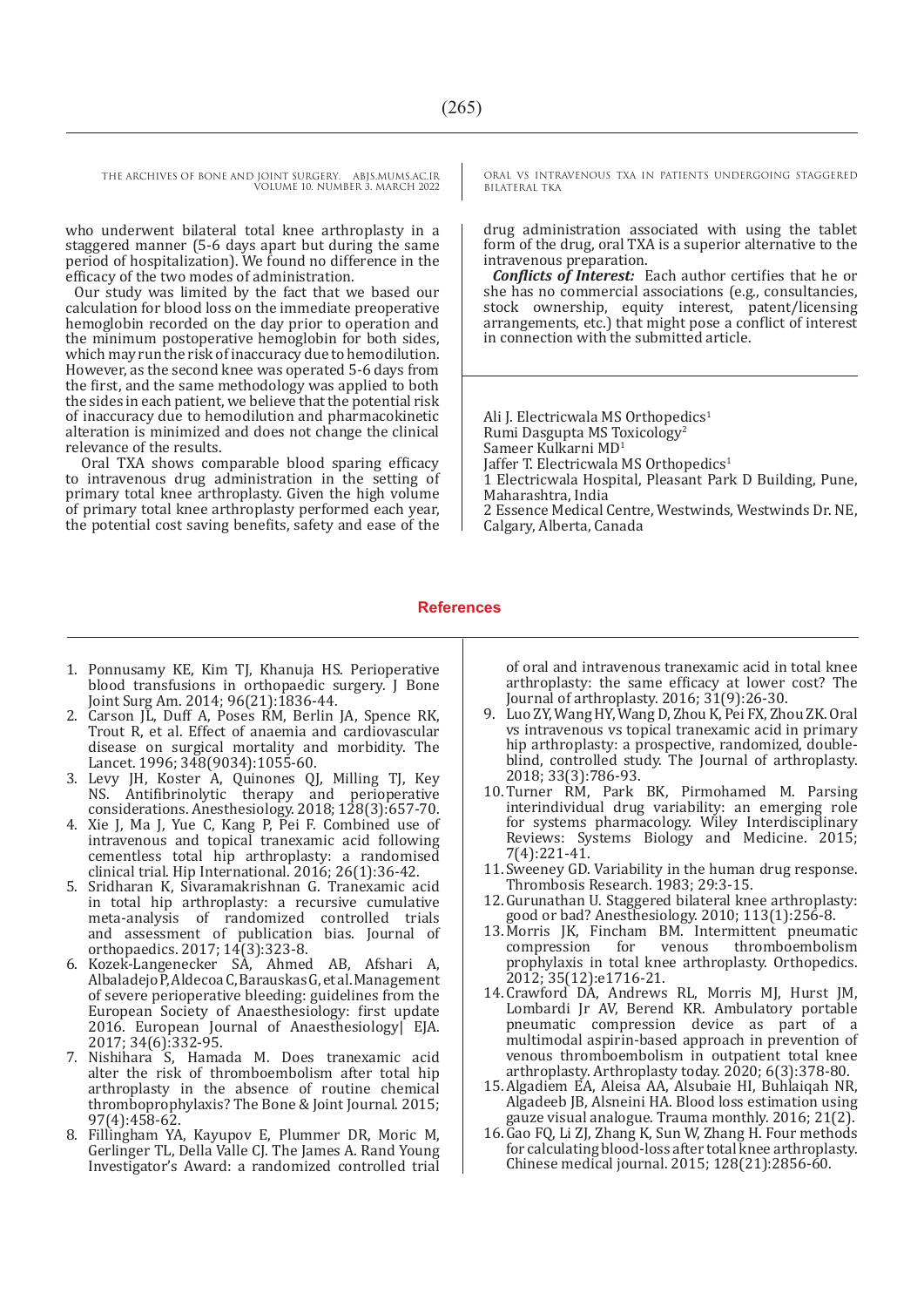who underwent bilateral total knee arthroplasty in a staggered manner (5-6 days apart but during the same period of hospitalization). We found no difference in the efficacy of the two modes of administration.

Our study was limited by the fact that we based our calculation for blood loss on the immediate preoperative hemoglobin recorded on the day prior to operation and the minimum postoperative hemoglobin for both sides, which may run the risk of inaccuracy due to hemodilution. However, as the second knee was operated 5-6 days from the first, and the same methodology was applied to both the sides in each patient, we believe that the potential risk of inaccuracy due to hemodilution and pharmacokinetic alteration is minimized and does not change the clinical relevance of the results.

Oral TXA shows comparable blood sparing efficacy to intravenous drug administration in the setting of primary total knee arthroplasty. Given the high volume of primary total knee arthroplasty performed each year, the potential cost saving benefits, safety and ease of the drug administration associated with using the tablet form of the drug, oral TXA is a superior alternative to the intravenous preparation.

***Conflicts of Interest:*** Each author certifies that he or she has no commercial associations (e.g., consultancies, stock ownership, equity interest, patent/licensing arrangements, etc.) that might pose a conflict of interest in connection with the submitted article.

Ali J. Electricwala MS Orthopedics[1]
Rumi Dasgupta MS Toxicology[2]
Sameer Kulkarni MD[1]
Jaffer T. Electricwala MS Orthopedics[1]
1 Electricwala Hospital, Pleasant Park D Building, Pune, Maharashtra, India
2 Essence Medical Centre, Westwinds, Westwinds Dr. NE, Calgary, Alberta, Canada

## References

1. Ponnusamy KE, Kim TJ, Khanuja HS. Perioperative blood transfusions in orthopaedic surgery. J Bone Joint Surg Am. 2014; 96(21):1836-44.
2. Carson JL, Duff A, Poses RM, Berlin JA, Spence RK, Trout R, et al. Effect of anaemia and cardiovascular disease on surgical mortality and morbidity. The Lancet. 1996; 348(9034):1055-60.
3. Levy JH, Koster A, Quinones QJ, Milling TJ, Key NS. Antifibrinolytic therapy and perioperative considerations. Anesthesiology. 2018; 128(3):657-70.
4. Xie J, Ma J, Yue C, Kang P, Pei F. Combined use of intravenous and topical tranexamic acid following cementless total hip arthroplasty: a randomised clinical trial. Hip International. 2016; 26(1):36-42.
5. Sridharan K, Sivaramakrishnan G. Tranexamic acid in total hip arthroplasty: a recursive cumulative meta-analysis of randomized controlled trials and assessment of publication bias. Journal of orthopaedics. 2017; 14(3):323-8.
6. Kozek-Langenecker SA, Ahmed AB, Afshari A, Albaladejo P, Aldecoa C, Barauskas G, et al. Management of severe perioperative bleeding: guidelines from the European Society of Anaesthesiology: first update 2016. European Journal of Anaesthesiology| EJA. 2017; 34(6):332-95.
7. Nishihara S, Hamada M. Does tranexamic acid alter the risk of thromboembolism after total hip arthroplasty in the absence of routine chemical thromboprophylaxis? The Bone & Joint Journal. 2015; 97(4):458-62.
8. Fillingham YA, Kayupov E, Plummer DR, Moric M, Gerlinger TL, Della Valle CJ. The James A. Rand Young Investigator's Award: a randomized controlled trial of oral and intravenous tranexamic acid in total knee arthroplasty: the same efficacy at lower cost? The Journal of arthroplasty. 2016; 31(9):26-30.
9. Luo ZY, Wang HY, Wang D, Zhou K, Pei FX, Zhou ZK. Oral vs intravenous vs topical tranexamic acid in primary hip arthroplasty: a prospective, randomized, double-blind, controlled study. The Journal of arthroplasty. 2018; 33(3):786-93.
10. Turner RM, Park BK, Pirmohamed M. Parsing interindividual drug variability: an emerging role for systems pharmacology. Wiley Interdisciplinary Reviews: Systems Biology and Medicine. 2015; 7(4):221-41.
11. Sweeney GD. Variability in the human drug response. Thrombosis Research. 1983; 29:3-15.
12. Gurunathan U. Staggered bilateral knee arthroplasty: good or bad? Anesthesiology. 2010; 113(1):256-8.
13. Morris JK, Fincham BM. Intermittent pneumatic compression for venous thromboembolism prophylaxis in total knee arthroplasty. Orthopedics. 2012; 35(12):e1716-21.
14. Crawford DA, Andrews RL, Morris MJ, Hurst JM, Lombardi Jr AV, Berend KR. Ambulatory portable pneumatic compression device as part of a multimodal aspirin-based approach in prevention of venous thromboembolism in outpatient total knee arthroplasty. Arthroplasty today. 2020; 6(3):378-80.
15. Algadiem EA, Aleisa AA, Alsubaie HI, Buhlaiqah NR, Algadeeb JB, Alsneini HA. Blood loss estimation using gauze visual analogue. Trauma monthly. 2016; 21(2).
16. Gao FQ, Li ZJ, Zhang K, Sun W, Zhang H. Four methods for calculating blood-loss after total knee arthroplasty. Chinese medical journal. 2015; 128(21):2856-60.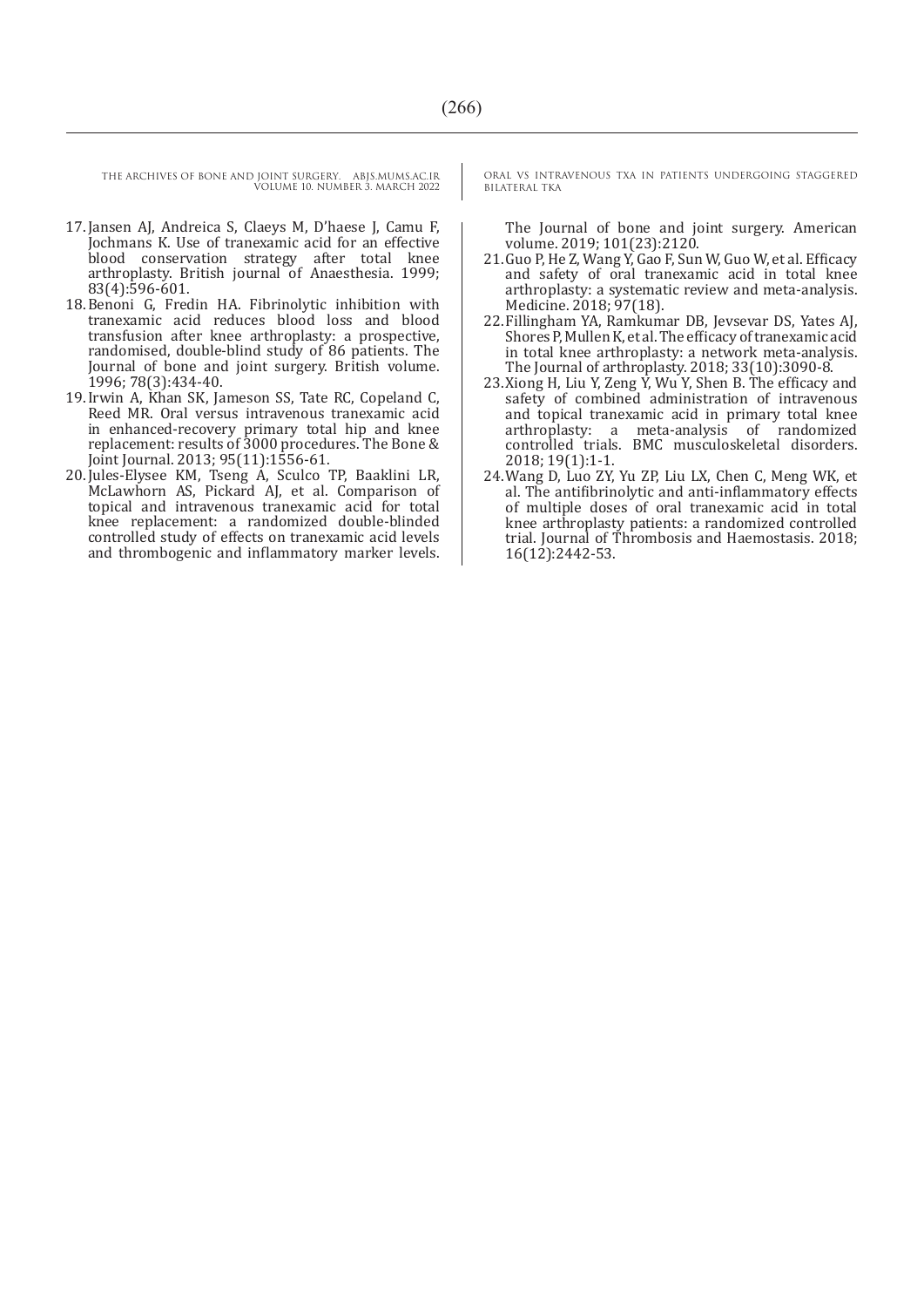17. Jansen AJ, Andreica S, Claeys M, D'haese J, Camu F, Jochmans K. Use of tranexamic acid for an effective blood conservation strategy after total knee arthroplasty. British journal of Anaesthesia. 1999; 83(4):596-601.
18. Benoni G, Fredin HA. Fibrinolytic inhibition with tranexamic acid reduces blood loss and blood transfusion after knee arthroplasty: a prospective, randomised, double-blind study of 86 patients. The Journal of bone and joint surgery. British volume. 1996; 78(3):434-40.
19. Irwin A, Khan SK, Jameson SS, Tate RC, Copeland C, Reed MR. Oral versus intravenous tranexamic acid in enhanced-recovery primary total hip and knee replacement: results of 3000 procedures. The Bone & Joint Journal. 2013; 95(11):1556-61.
20. Jules-Elysee KM, Tseng A, Sculco TP, Baaklini LR, McLawhorn AS, Pickard AJ, et al. Comparison of topical and intravenous tranexamic acid for total knee replacement: a randomized double-blinded controlled study of effects on tranexamic acid levels and thrombogenic and inflammatory marker levels. The Journal of bone and joint surgery. American volume. 2019; 101(23):2120.
21. Guo P, He Z, Wang Y, Gao F, Sun W, Guo W, et al. Efficacy and safety of oral tranexamic acid in total knee arthroplasty: a systematic review and meta-analysis. Medicine. 2018; 97(18).
22. Fillingham YA, Ramkumar DB, Jevsevar DS, Yates AJ, Shores P, Mullen K, et al. The efficacy of tranexamic acid in total knee arthroplasty: a network meta-analysis. The Journal of arthroplasty. 2018; 33(10):3090-8.
23. Xiong H, Liu Y, Zeng Y, Wu Y, Shen B. The efficacy and safety of combined administration of intravenous and topical tranexamic acid in primary total knee arthroplasty: a meta-analysis of randomized controlled trials. BMC musculoskeletal disorders. 2018; 19(1):1-1.
24. Wang D, Luo ZY, Yu ZP, Liu LX, Chen C, Meng WK, et al. The antifibrinolytic and anti-inflammatory effects of multiple doses of oral tranexamic acid in total knee arthroplasty patients: a randomized controlled trial. Journal of Thrombosis and Haemostasis. 2018; 16(12):2442-53.